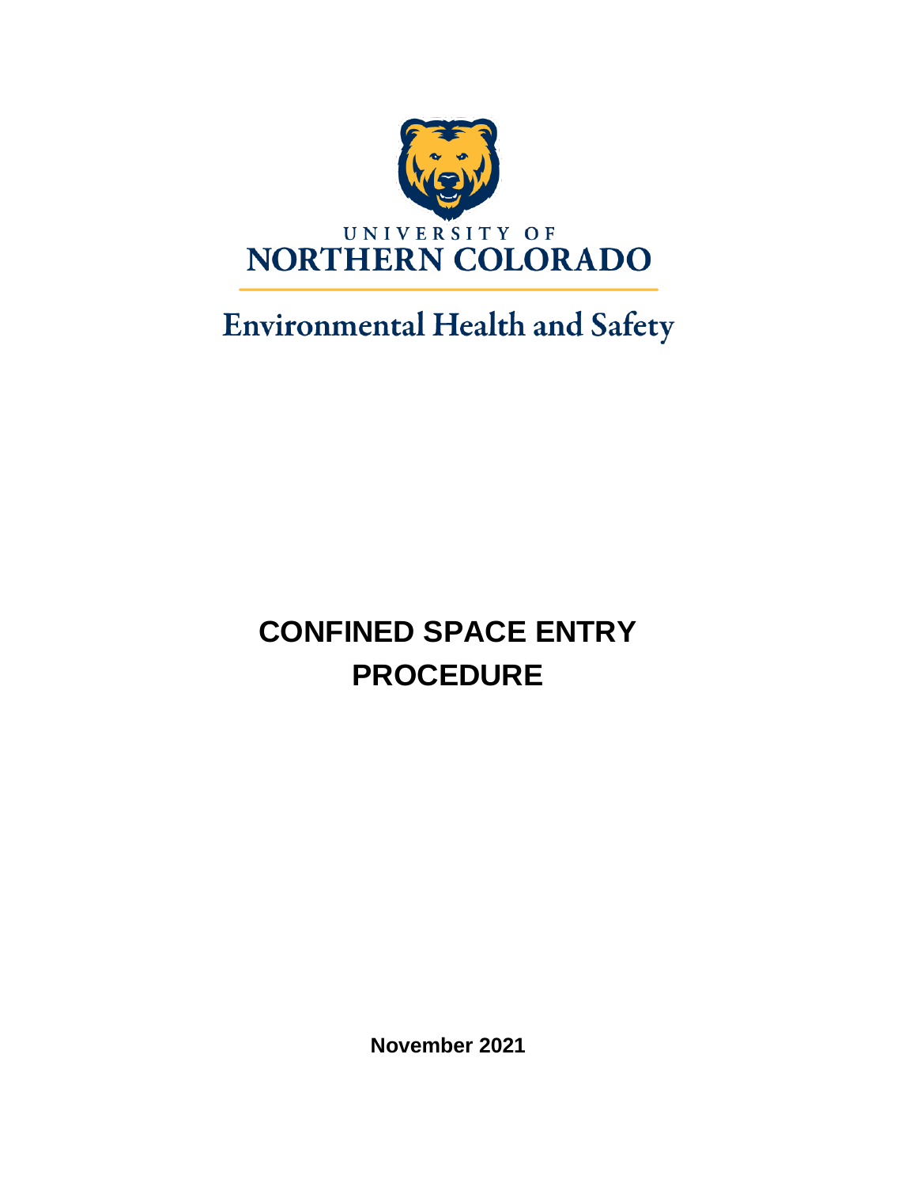UNIVERSITY OF
NORTHERN COLORADO

Environmental Health and Safety

# CONFINED SPACE ENTRY PROCEDURE

**November 2021**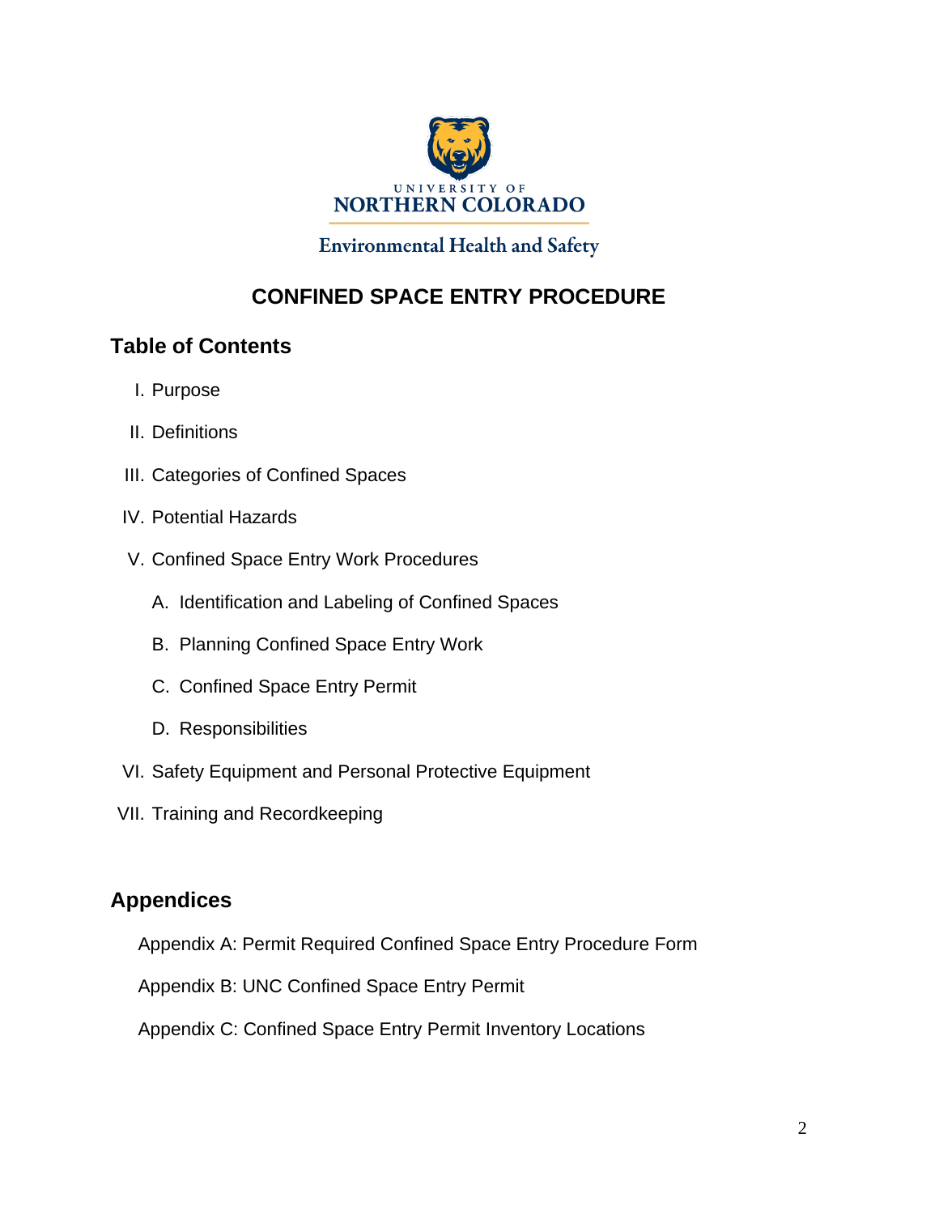UNIVERSITY OF
NORTHERN COLORADO

Environmental Health and Safety

# CONFINED SPACE ENTRY PROCEDURE

## Table of Contents

I. Purpose

II. Definitions

III. Categories of Confined Spaces

IV. Potential Hazards

V. Confined Space Entry Work Procedures

  A. Identification and Labeling of Confined Spaces

  B. Planning Confined Space Entry Work

  C. Confined Space Entry Permit

  D. Responsibilities

VI. Safety Equipment and Personal Protective Equipment

VII. Training and Recordkeeping

## Appendices

Appendix A: Permit Required Confined Space Entry Procedure Form

Appendix B: UNC Confined Space Entry Permit

Appendix C: Confined Space Entry Permit Inventory Locations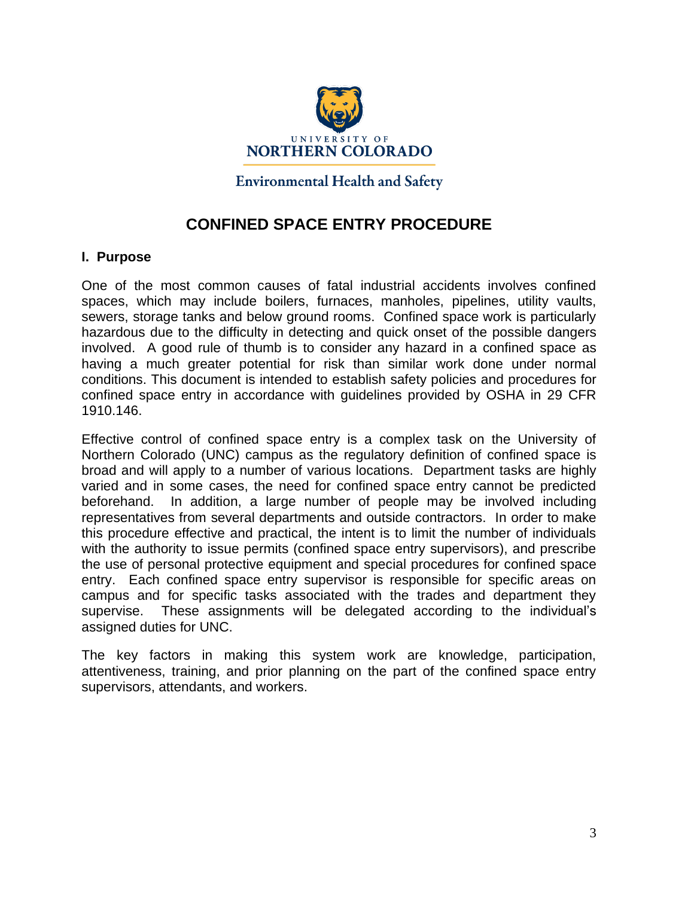UNIVERSITY OF
NORTHERN COLORADO

Environmental Health and Safety

# CONFINED SPACE ENTRY PROCEDURE

## I. Purpose

One of the most common causes of fatal industrial accidents involves confined spaces, which may include boilers, furnaces, manholes, pipelines, utility vaults, sewers, storage tanks and below ground rooms. Confined space work is particularly hazardous due to the difficulty in detecting and quick onset of the possible dangers involved. A good rule of thumb is to consider any hazard in a confined space as having a much greater potential for risk than similar work done under normal conditions. This document is intended to establish safety policies and procedures for confined space entry in accordance with guidelines provided by OSHA in 29 CFR 1910.146.

Effective control of confined space entry is a complex task on the University of Northern Colorado (UNC) campus as the regulatory definition of confined space is broad and will apply to a number of various locations. Department tasks are highly varied and in some cases, the need for confined space entry cannot be predicted beforehand. In addition, a large number of people may be involved including representatives from several departments and outside contractors. In order to make this procedure effective and practical, the intent is to limit the number of individuals with the authority to issue permits (confined space entry supervisors), and prescribe the use of personal protective equipment and special procedures for confined space entry. Each confined space entry supervisor is responsible for specific areas on campus and for specific tasks associated with the trades and department they supervise. These assignments will be delegated according to the individual's assigned duties for UNC.

The key factors in making this system work are knowledge, participation, attentiveness, training, and prior planning on the part of the confined space entry supervisors, attendants, and workers.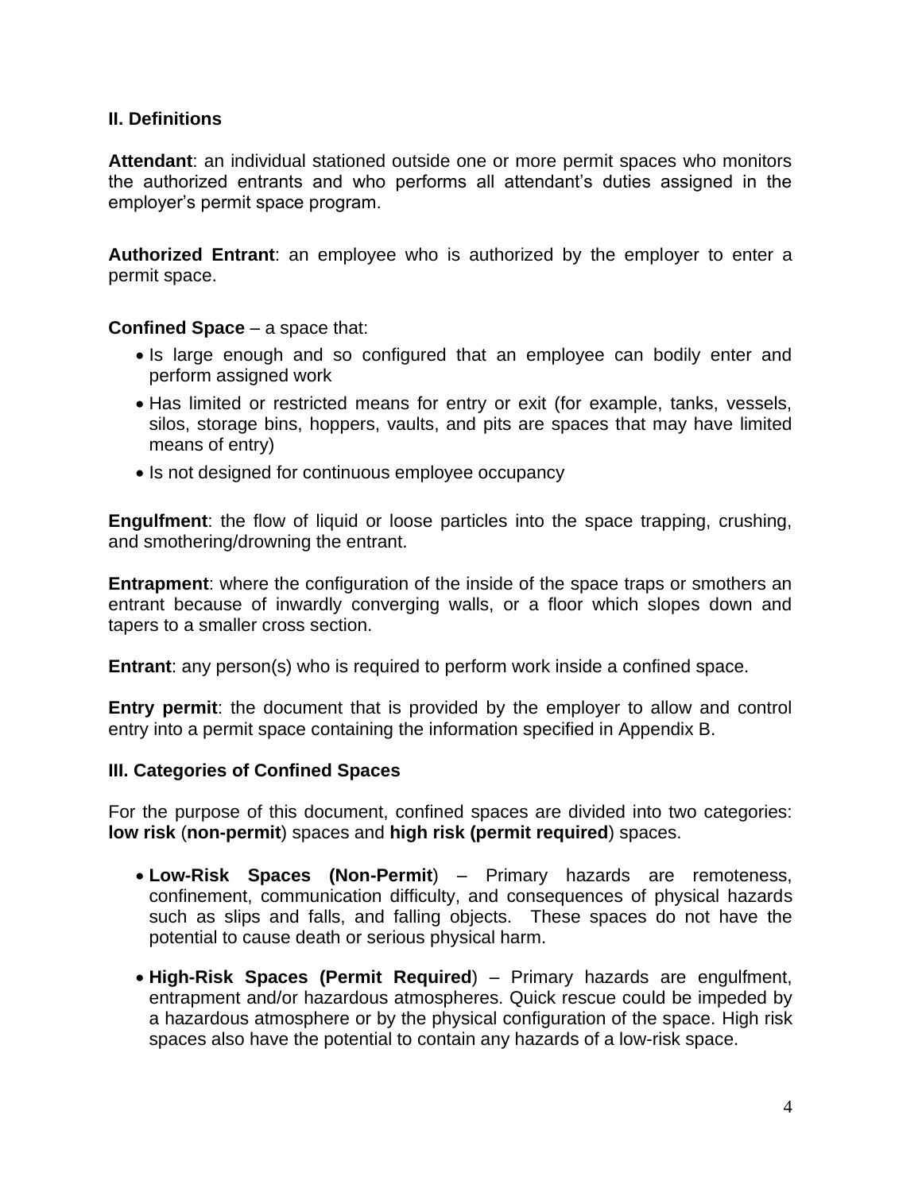## II. Definitions

**Attendant**: an individual stationed outside one or more permit spaces who monitors the authorized entrants and who performs all attendant's duties assigned in the employer's permit space program.

**Authorized Entrant**: an employee who is authorized by the employer to enter a permit space.

**Confined Space** – a space that:

- Is large enough and so configured that an employee can bodily enter and perform assigned work
- Has limited or restricted means for entry or exit (for example, tanks, vessels, silos, storage bins, hoppers, vaults, and pits are spaces that may have limited means of entry)
- Is not designed for continuous employee occupancy

**Engulfment**: the flow of liquid or loose particles into the space trapping, crushing, and smothering/drowning the entrant.

**Entrapment**: where the configuration of the inside of the space traps or smothers an entrant because of inwardly converging walls, or a floor which slopes down and tapers to a smaller cross section.

**Entrant**: any person(s) who is required to perform work inside a confined space.

**Entry permit**: the document that is provided by the employer to allow and control entry into a permit space containing the information specified in Appendix B.

## III. Categories of Confined Spaces

For the purpose of this document, confined spaces are divided into two categories: **low risk** (**non-permit**) spaces and **high risk (permit required**) spaces.

- **Low-Risk Spaces (Non-Permit**) – Primary hazards are remoteness, confinement, communication difficulty, and consequences of physical hazards such as slips and falls, and falling objects. These spaces do not have the potential to cause death or serious physical harm.
- **High-Risk Spaces (Permit Required**) – Primary hazards are engulfment, entrapment and/or hazardous atmospheres. Quick rescue could be impeded by a hazardous atmosphere or by the physical configuration of the space. High risk spaces also have the potential to contain any hazards of a low-risk space.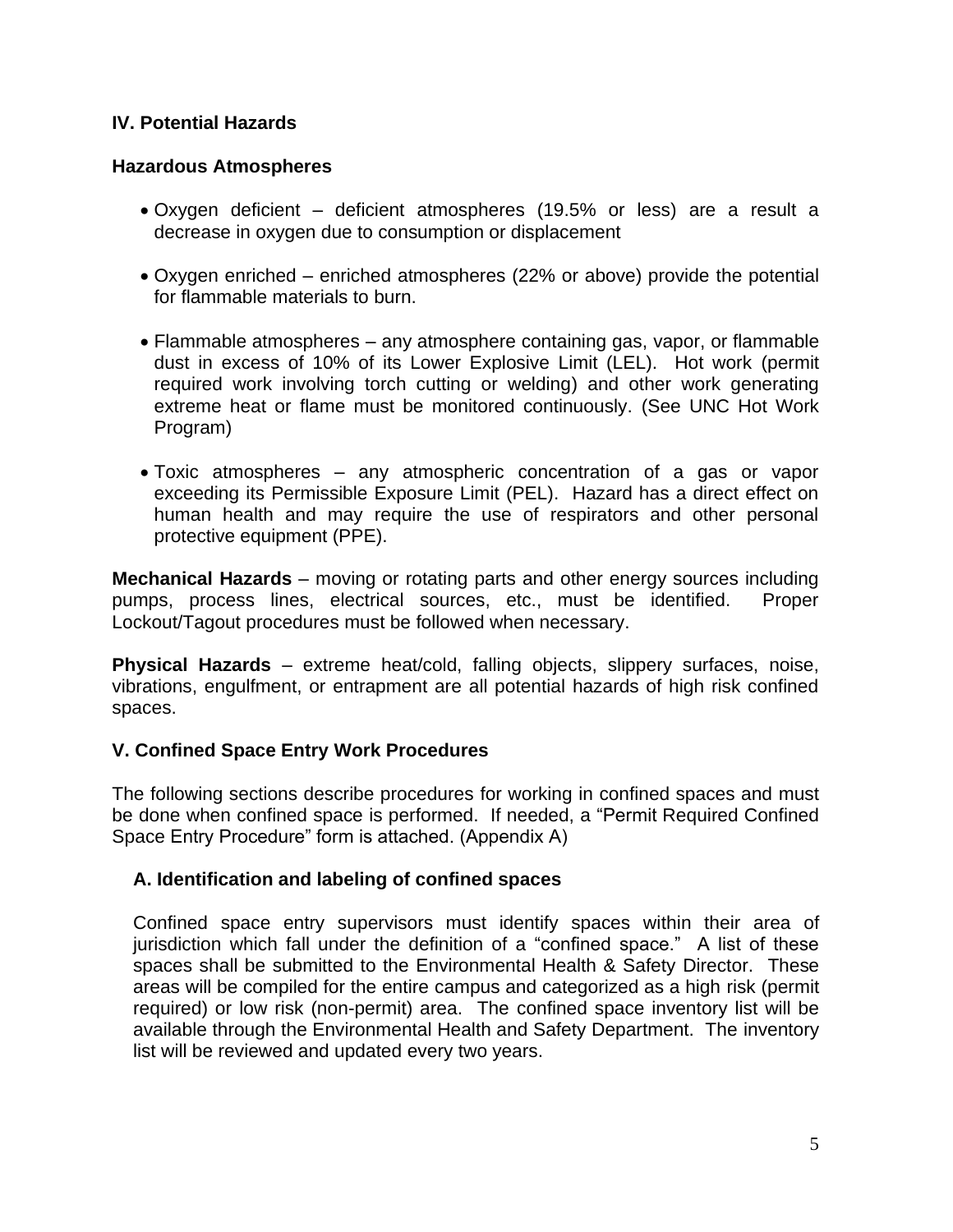## IV. Potential Hazards

### Hazardous Atmospheres

- Oxygen deficient – deficient atmospheres (19.5% or less) are a result a decrease in oxygen due to consumption or displacement
- Oxygen enriched – enriched atmospheres (22% or above) provide the potential for flammable materials to burn.
- Flammable atmospheres – any atmosphere containing gas, vapor, or flammable dust in excess of 10% of its Lower Explosive Limit (LEL). Hot work (permit required work involving torch cutting or welding) and other work generating extreme heat or flame must be monitored continuously. (See UNC Hot Work Program)
- Toxic atmospheres – any atmospheric concentration of a gas or vapor exceeding its Permissible Exposure Limit (PEL). Hazard has a direct effect on human health and may require the use of respirators and other personal protective equipment (PPE).

**Mechanical Hazards** – moving or rotating parts and other energy sources including pumps, process lines, electrical sources, etc., must be identified. Proper Lockout/Tagout procedures must be followed when necessary.

**Physical Hazards** – extreme heat/cold, falling objects, slippery surfaces, noise, vibrations, engulfment, or entrapment are all potential hazards of high risk confined spaces.

## V. Confined Space Entry Work Procedures

The following sections describe procedures for working in confined spaces and must be done when confined space is performed. If needed, a "Permit Required Confined Space Entry Procedure" form is attached. (Appendix A)

### A. Identification and labeling of confined spaces

Confined space entry supervisors must identify spaces within their area of jurisdiction which fall under the definition of a "confined space." A list of these spaces shall be submitted to the Environmental Health & Safety Director. These areas will be compiled for the entire campus and categorized as a high risk (permit required) or low risk (non-permit) area. The confined space inventory list will be available through the Environmental Health and Safety Department. The inventory list will be reviewed and updated every two years.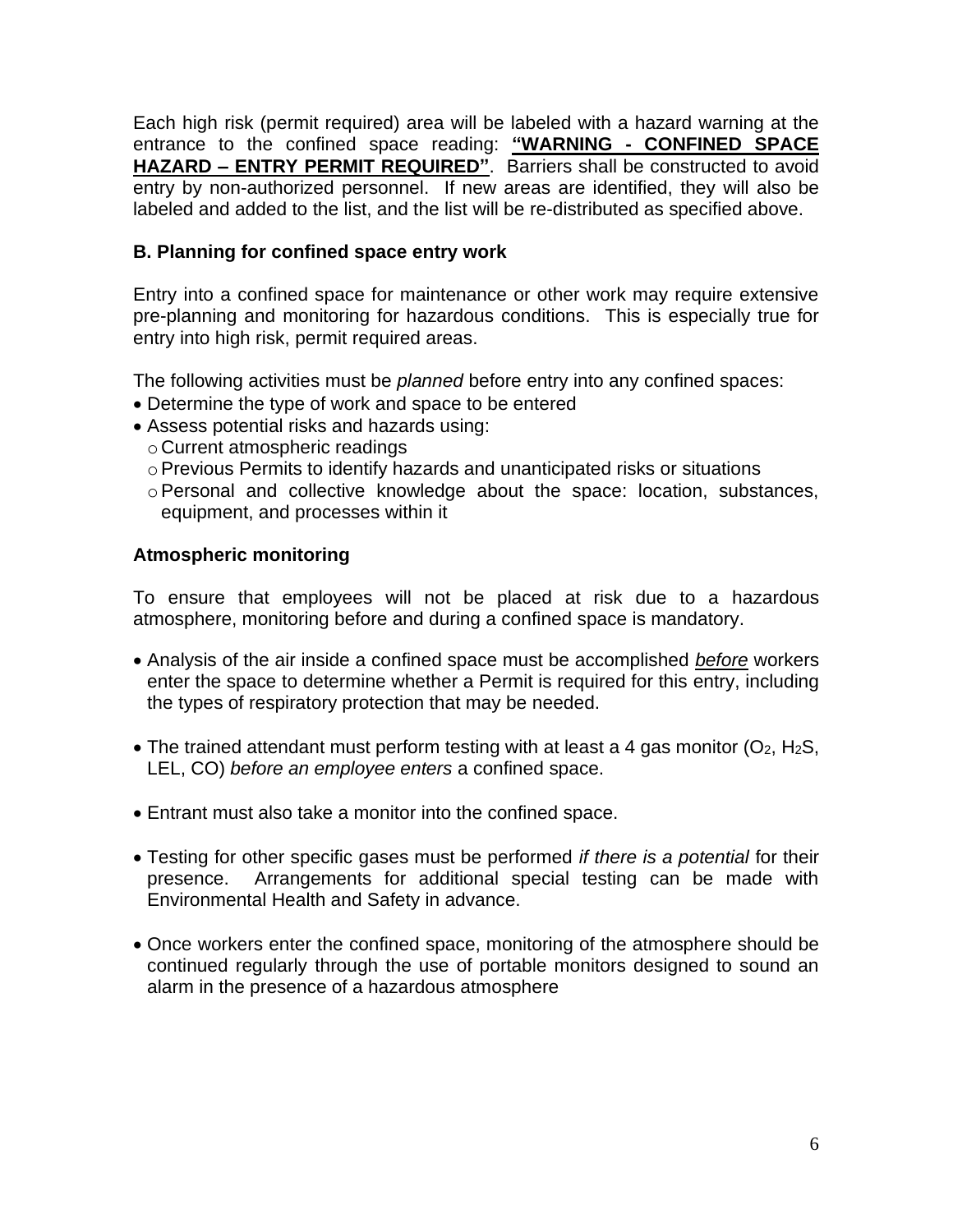Each high risk (permit required) area will be labeled with a hazard warning at the entrance to the confined space reading: **"WARNING - CONFINED SPACE HAZARD – ENTRY PERMIT REQUIRED"**. Barriers shall be constructed to avoid entry by non-authorized personnel. If new areas are identified, they will also be labeled and added to the list, and the list will be re-distributed as specified above.

### B. Planning for confined space entry work

Entry into a confined space for maintenance or other work may require extensive pre-planning and monitoring for hazardous conditions. This is especially true for entry into high risk, permit required areas.

The following activities must be *planned* before entry into any confined spaces:

- Determine the type of work and space to be entered
- Assess potential risks and hazards using:
  - Current atmospheric readings
  - Previous Permits to identify hazards and unanticipated risks or situations
  - Personal and collective knowledge about the space: location, substances, equipment, and processes within it

### Atmospheric monitoring

To ensure that employees will not be placed at risk due to a hazardous atmosphere, monitoring before and during a confined space is mandatory.

- Analysis of the air inside a confined space must be accomplished ***before*** workers enter the space to determine whether a Permit is required for this entry, including the types of respiratory protection that may be needed.

- The trained attendant must perform testing with at least a 4 gas monitor ($O_2$, $H_2S$, LEL, CO) *before an employee enters* a confined space.

- Entrant must also take a monitor into the confined space.

- Testing for other specific gases must be performed *if there is a potential* for their presence. Arrangements for additional special testing can be made with Environmental Health and Safety in advance.

- Once workers enter the confined space, monitoring of the atmosphere should be continued regularly through the use of portable monitors designed to sound an alarm in the presence of a hazardous atmosphere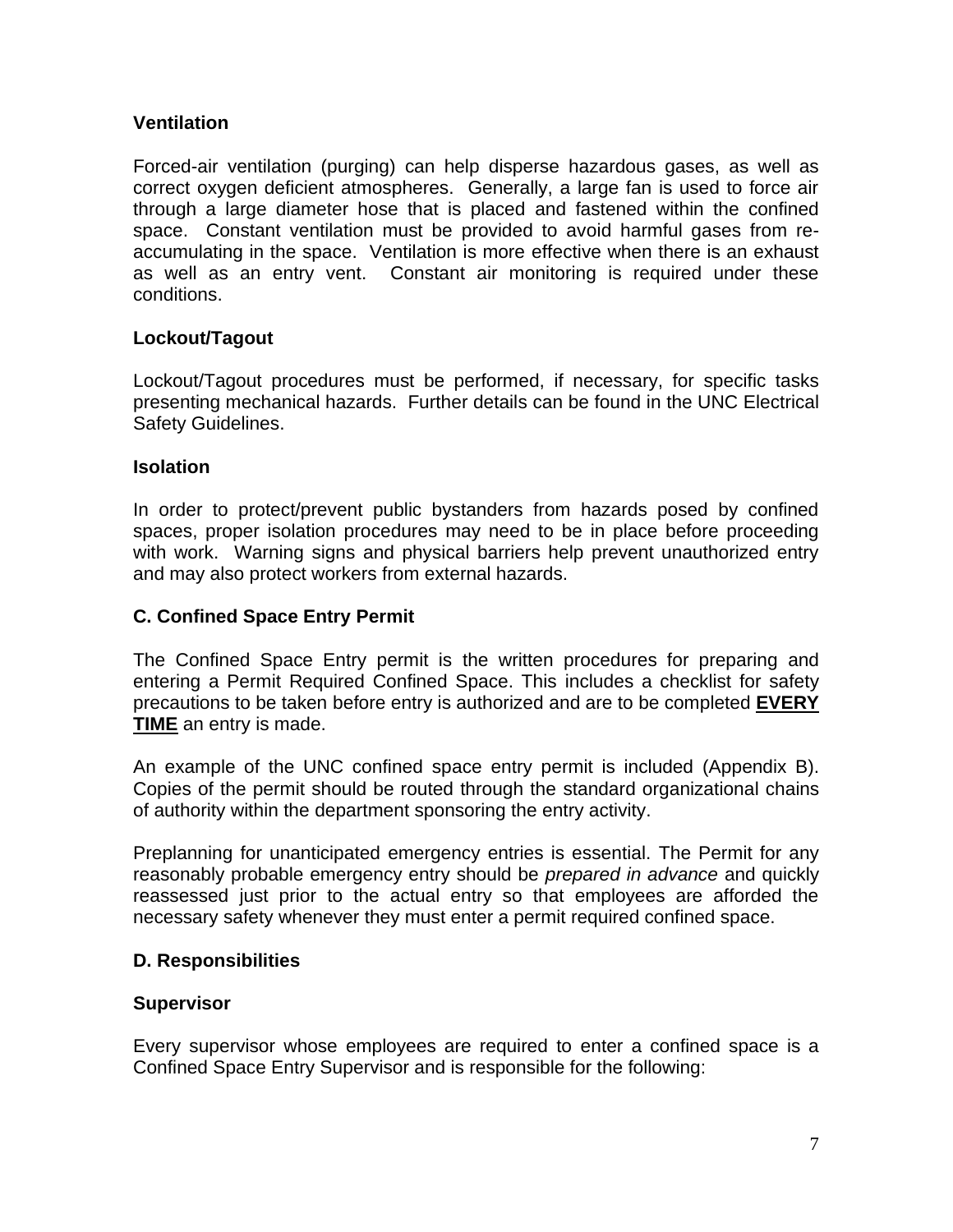### Ventilation

Forced-air ventilation (purging) can help disperse hazardous gases, as well as correct oxygen deficient atmospheres. Generally, a large fan is used to force air through a large diameter hose that is placed and fastened within the confined space. Constant ventilation must be provided to avoid harmful gases from re-accumulating in the space. Ventilation is more effective when there is an exhaust as well as an entry vent. Constant air monitoring is required under these conditions.

### Lockout/Tagout

Lockout/Tagout procedures must be performed, if necessary, for specific tasks presenting mechanical hazards. Further details can be found in the UNC Electrical Safety Guidelines.

### Isolation

In order to protect/prevent public bystanders from hazards posed by confined spaces, proper isolation procedures may need to be in place before proceeding with work. Warning signs and physical barriers help prevent unauthorized entry and may also protect workers from external hazards.

## C. Confined Space Entry Permit

The Confined Space Entry permit is the written procedures for preparing and entering a Permit Required Confined Space. This includes a checklist for safety precautions to be taken before entry is authorized and are to be completed **EVERY TIME** an entry is made.

An example of the UNC confined space entry permit is included (Appendix B). Copies of the permit should be routed through the standard organizational chains of authority within the department sponsoring the entry activity.

Preplanning for unanticipated emergency entries is essential. The Permit for any reasonably probable emergency entry should be *prepared in advance* and quickly reassessed just prior to the actual entry so that employees are afforded the necessary safety whenever they must enter a permit required confined space.

## D. Responsibilities

### Supervisor

Every supervisor whose employees are required to enter a confined space is a Confined Space Entry Supervisor and is responsible for the following: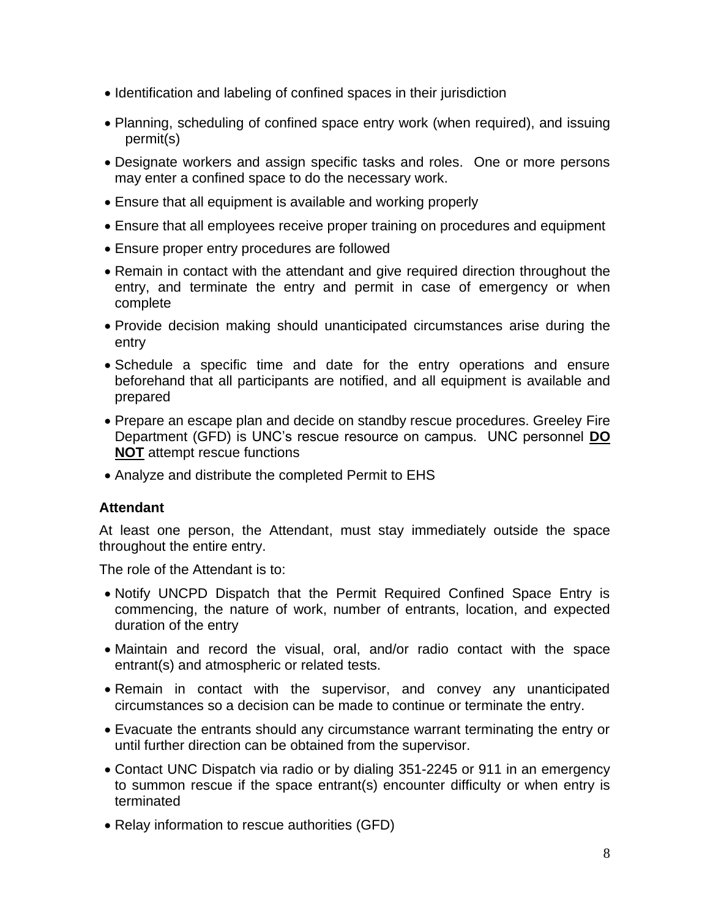- Identification and labeling of confined spaces in their jurisdiction
- Planning, scheduling of confined space entry work (when required), and issuing permit(s)
- Designate workers and assign specific tasks and roles. One or more persons may enter a confined space to do the necessary work.
- Ensure that all equipment is available and working properly
- Ensure that all employees receive proper training on procedures and equipment
- Ensure proper entry procedures are followed
- Remain in contact with the attendant and give required direction throughout the entry, and terminate the entry and permit in case of emergency or when complete
- Provide decision making should unanticipated circumstances arise during the entry
- Schedule a specific time and date for the entry operations and ensure beforehand that all participants are notified, and all equipment is available and prepared
- Prepare an escape plan and decide on standby rescue procedures. Greeley Fire Department (GFD) is UNC's rescue resource on campus. UNC personnel **DO NOT** attempt rescue functions
- Analyze and distribute the completed Permit to EHS

**Attendant**

At least one person, the Attendant, must stay immediately outside the space throughout the entire entry.

The role of the Attendant is to:

- Notify UNCPD Dispatch that the Permit Required Confined Space Entry is commencing, the nature of work, number of entrants, location, and expected duration of the entry
- Maintain and record the visual, oral, and/or radio contact with the space entrant(s) and atmospheric or related tests.
- Remain in contact with the supervisor, and convey any unanticipated circumstances so a decision can be made to continue or terminate the entry.
- Evacuate the entrants should any circumstance warrant terminating the entry or until further direction can be obtained from the supervisor.
- Contact UNC Dispatch via radio or by dialing 351-2245 or 911 in an emergency to summon rescue if the space entrant(s) encounter difficulty or when entry is terminated
- Relay information to rescue authorities (GFD)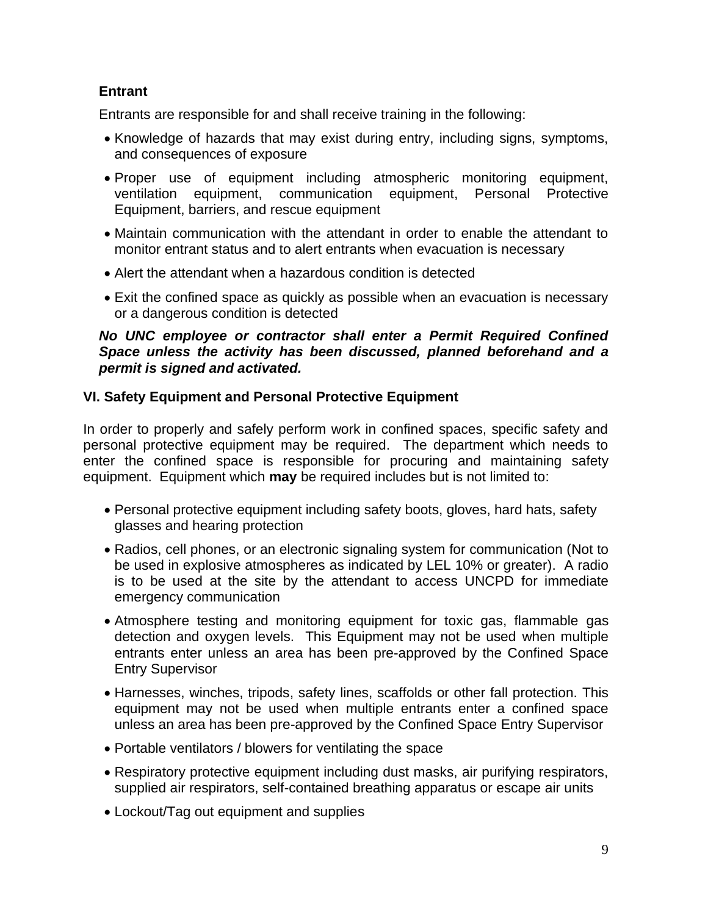### Entrant

Entrants are responsible for and shall receive training in the following:

- Knowledge of hazards that may exist during entry, including signs, symptoms, and consequences of exposure
- Proper use of equipment including atmospheric monitoring equipment, ventilation equipment, communication equipment, Personal Protective Equipment, barriers, and rescue equipment
- Maintain communication with the attendant in order to enable the attendant to monitor entrant status and to alert entrants when evacuation is necessary
- Alert the attendant when a hazardous condition is detected
- Exit the confined space as quickly as possible when an evacuation is necessary or a dangerous condition is detected

***No UNC employee or contractor shall enter a Permit Required Confined Space unless the activity has been discussed, planned beforehand and a permit is signed and activated.***

## VI. Safety Equipment and Personal Protective Equipment

In order to properly and safely perform work in confined spaces, specific safety and personal protective equipment may be required. The department which needs to enter the confined space is responsible for procuring and maintaining safety equipment. Equipment which **may** be required includes but is not limited to:

- Personal protective equipment including safety boots, gloves, hard hats, safety glasses and hearing protection
- Radios, cell phones, or an electronic signaling system for communication (Not to be used in explosive atmospheres as indicated by LEL 10% or greater). A radio is to be used at the site by the attendant to access UNCPD for immediate emergency communication
- Atmosphere testing and monitoring equipment for toxic gas, flammable gas detection and oxygen levels. This Equipment may not be used when multiple entrants enter unless an area has been pre-approved by the Confined Space Entry Supervisor
- Harnesses, winches, tripods, safety lines, scaffolds or other fall protection. This equipment may not be used when multiple entrants enter a confined space unless an area has been pre-approved by the Confined Space Entry Supervisor
- Portable ventilators / blowers for ventilating the space
- Respiratory protective equipment including dust masks, air purifying respirators, supplied air respirators, self-contained breathing apparatus or escape air units
- Lockout/Tag out equipment and supplies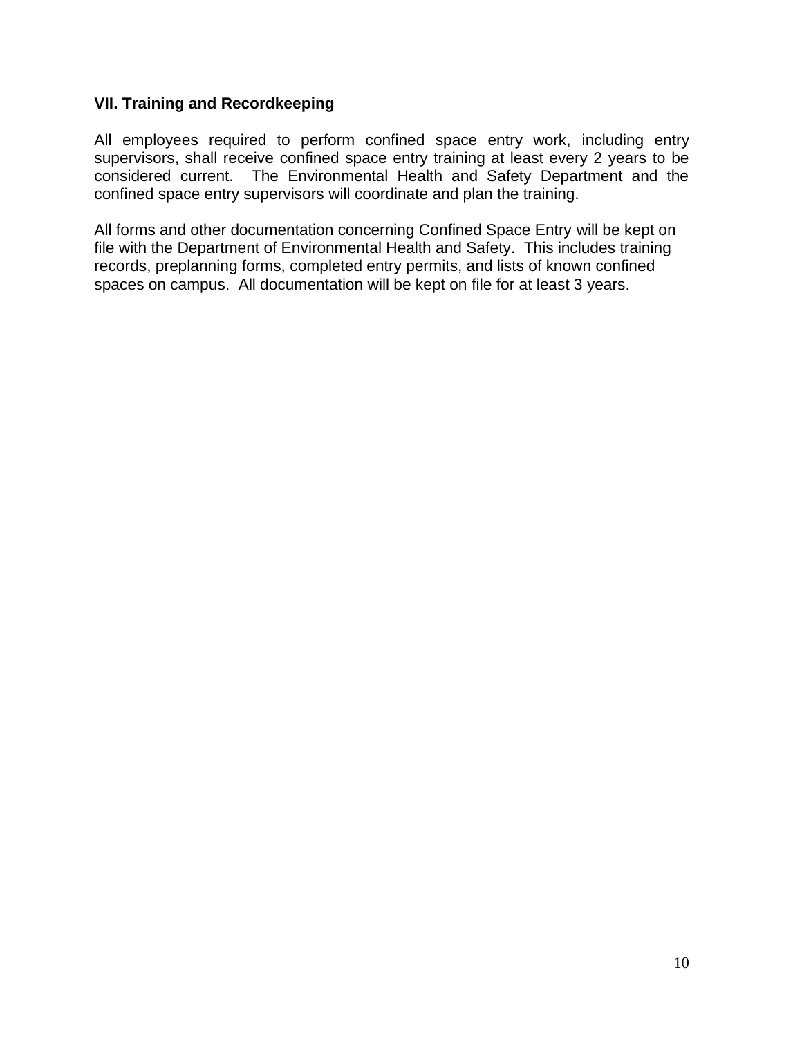## VII. Training and Recordkeeping

All employees required to perform confined space entry work, including entry supervisors, shall receive confined space entry training at least every 2 years to be considered current. The Environmental Health and Safety Department and the confined space entry supervisors will coordinate and plan the training.

All forms and other documentation concerning Confined Space Entry will be kept on file with the Department of Environmental Health and Safety. This includes training records, preplanning forms, completed entry permits, and lists of known confined spaces on campus. All documentation will be kept on file for at least 3 years.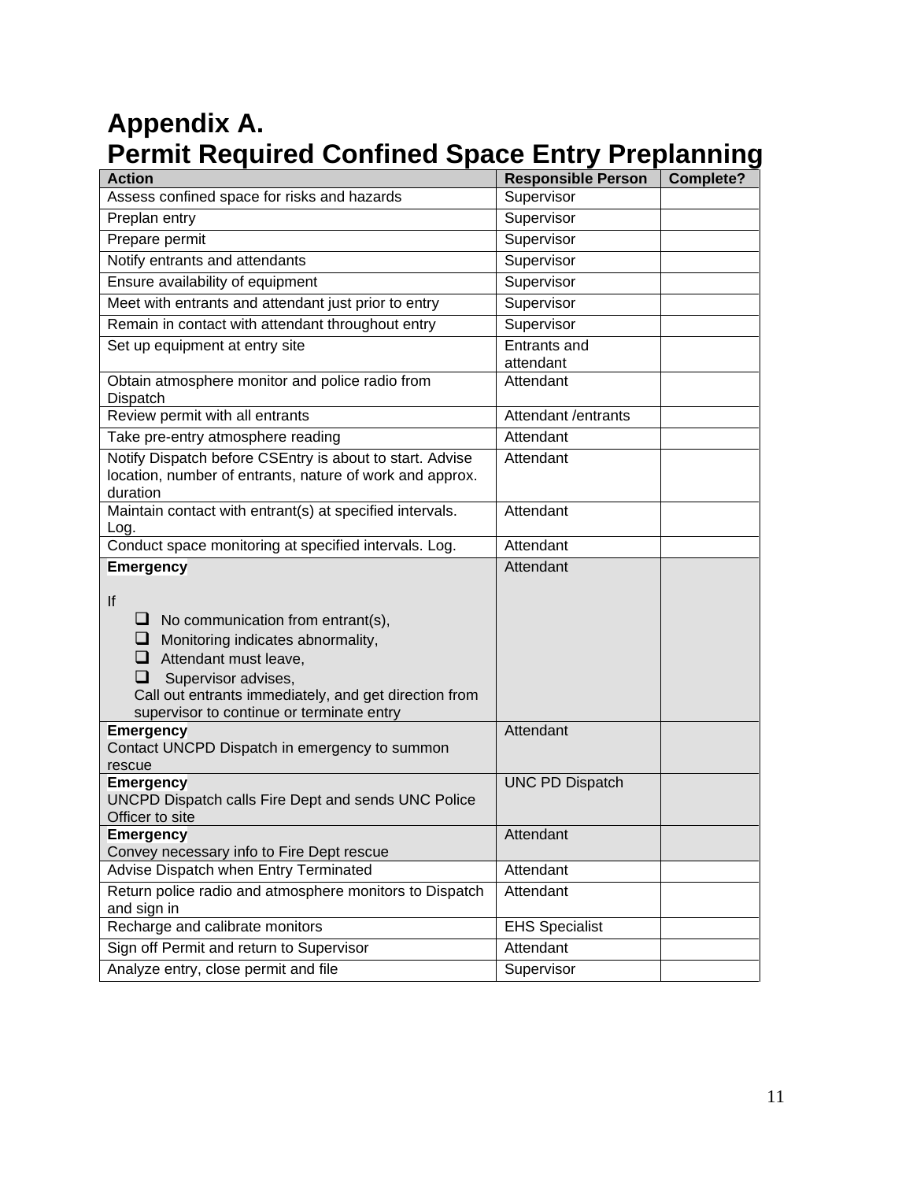# Appendix A.
# Permit Required Confined Space Entry Preplanning

| Action | Responsible Person | Complete? |
|---|---|---|
| Assess confined space for risks and hazards | Supervisor | |
| Preplan entry | Supervisor | |
| Prepare permit | Supervisor | |
| Notify entrants and attendants | Supervisor | |
| Ensure availability of equipment | Supervisor | |
| Meet with entrants and attendant just prior to entry | Supervisor | |
| Remain in contact with attendant throughout entry | Supervisor | |
| Set up equipment at entry site | Entrants and attendant | |
| Obtain atmosphere monitor and police radio from Dispatch | Attendant | |
| Review permit with all entrants | Attendant /entrants | |
| Take pre-entry atmosphere reading | Attendant | |
| Notify Dispatch before CSEntry is about to start. Advise location, number of entrants, nature of work and approx. duration | Attendant | |
| Maintain contact with entrant(s) at specified intervals. Log. | Attendant | |
| Conduct space monitoring at specified intervals. Log. | Attendant | |
| **Emergency**<br><br>If<br>❑ No communication from entrant(s),<br>❑ Monitoring indicates abnormality,<br>❑ Attendant must leave,<br>❑ Supervisor advises,<br>Call out entrants immediately, and get direction from supervisor to continue or terminate entry | Attendant | |
| **Emergency**<br>Contact UNCPD Dispatch in emergency to summon rescue | Attendant | |
| **Emergency**<br>UNCPD Dispatch calls Fire Dept and sends UNC Police Officer to site | UNC PD Dispatch | |
| **Emergency**<br>Convey necessary info to Fire Dept rescue | Attendant | |
| Advise Dispatch when Entry Terminated | Attendant | |
| Return police radio and atmosphere monitors to Dispatch and sign in | Attendant | |
| Recharge and calibrate monitors | EHS Specialist | |
| Sign off Permit and return to Supervisor | Attendant | |
| Analyze entry, close permit and file | Supervisor | |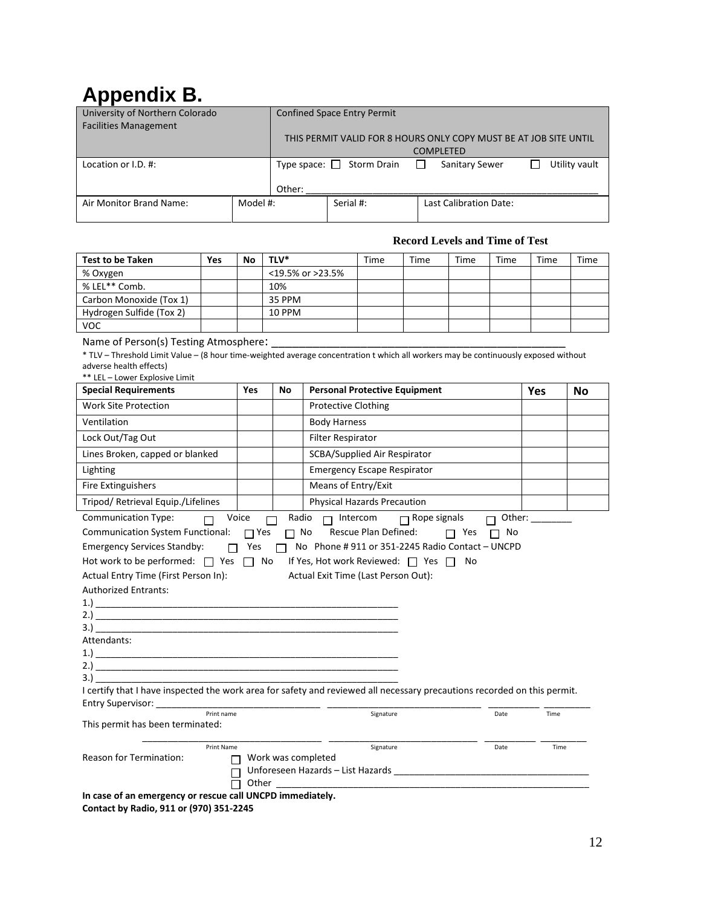# Appendix B.

| University of Northern Colorado<br>Facilities Management | Confined Space Entry Permit<br><br>THIS PERMIT VALID FOR 8 HOURS ONLY COPY MUST BE AT JOB SITE UNTIL COMPLETED |
|---|---|
| Location or I.D. #: | Type space: ☐ Storm Drain ☐ Sanitary Sewer ☐ Utility vault<br><br>Other: ____________________ |

| Air Monitor Brand Name: | Model #: | Serial #: | Last Calibration Date: |
|---|---|---|---|
| | | | |

**Record Levels and Time of Test**

| Test to be Taken | Yes | No | TLV* | Time | Time | Time | Time | Time | Time |
|---|---|---|---|---|---|---|---|---|---|
| % Oxygen | | | <19.5% or >23.5% | | | | | | |
| % LEL** Comb. | | | 10% | | | | | | |
| Carbon Monoxide (Tox 1) | | | 35 PPM | | | | | | |
| Hydrogen Sulfide (Tox 2) | | | 10 PPM | | | | | | |
| VOC | | | | | | | | | |

Name of Person(s) Testing Atmosphere: ____________________________________________

* TLV – Threshold Limit Value – (8 hour time-weighted average concentration t which all workers may be continuously exposed without adverse health effects)

** LEL – Lower Explosive Limit

| Special Requirements | Yes | No | Personal Protective Equipment | Yes | No |
|---|---|---|---|---|---|
| Work Site Protection | | | Protective Clothing | | |
| Ventilation | | | Body Harness | | |
| Lock Out/Tag Out | | | Filter Respirator | | |
| Lines Broken, capped or blanked | | | SCBA/Supplied Air Respirator | | |
| Lighting | | | Emergency Escape Respirator | | |
| Fire Extinguishers | | | Means of Entry/Exit | | |
| Tripod/ Retrieval Equip./Lifelines | | | Physical Hazards Precaution | | |

Communication Type: ☐ Voice ☐ Radio ☐ Intercom ☐ Rope signals ☐ Other: ________

Communication System Functional: ☐ Yes ☐ No Rescue Plan Defined: ☐ Yes ☐ No

Emergency Services Standby: ☐ Yes ☐ No Phone # 911 or 351-2245 Radio Contact – UNCPD

Hot work to be performed: ☐ Yes ☐ No If Yes, Hot work Reviewed: ☐ Yes ☐ No

Actual Entry Time (First Person In): Actual Exit Time (Last Person Out):

Authorized Entrants:

1.) ____________________________________________

2.) ____________________________________________

3.) ____________________________________________

Attendants:

1.) ____________________________________________

2.) ____________________________________________

3.) ____________________________________________

I certify that I have inspected the work area for safety and reviewed all necessary precautions recorded on this permit.

Entry Supervisor: ______________________ ______________________ __________ __________
Print name Signature Date Time

This permit has been terminated:

______________________ ______________________ __________ __________
Print Name Signature Date Time

Reason for Termination: ☐ Work was completed
☐ Unforeseen Hazards – List Hazards ______________________________
☐ Other ______________________________

**In case of an emergency or rescue call UNCPD immediately.**
**Contact by Radio, 911 or (970) 351-2245**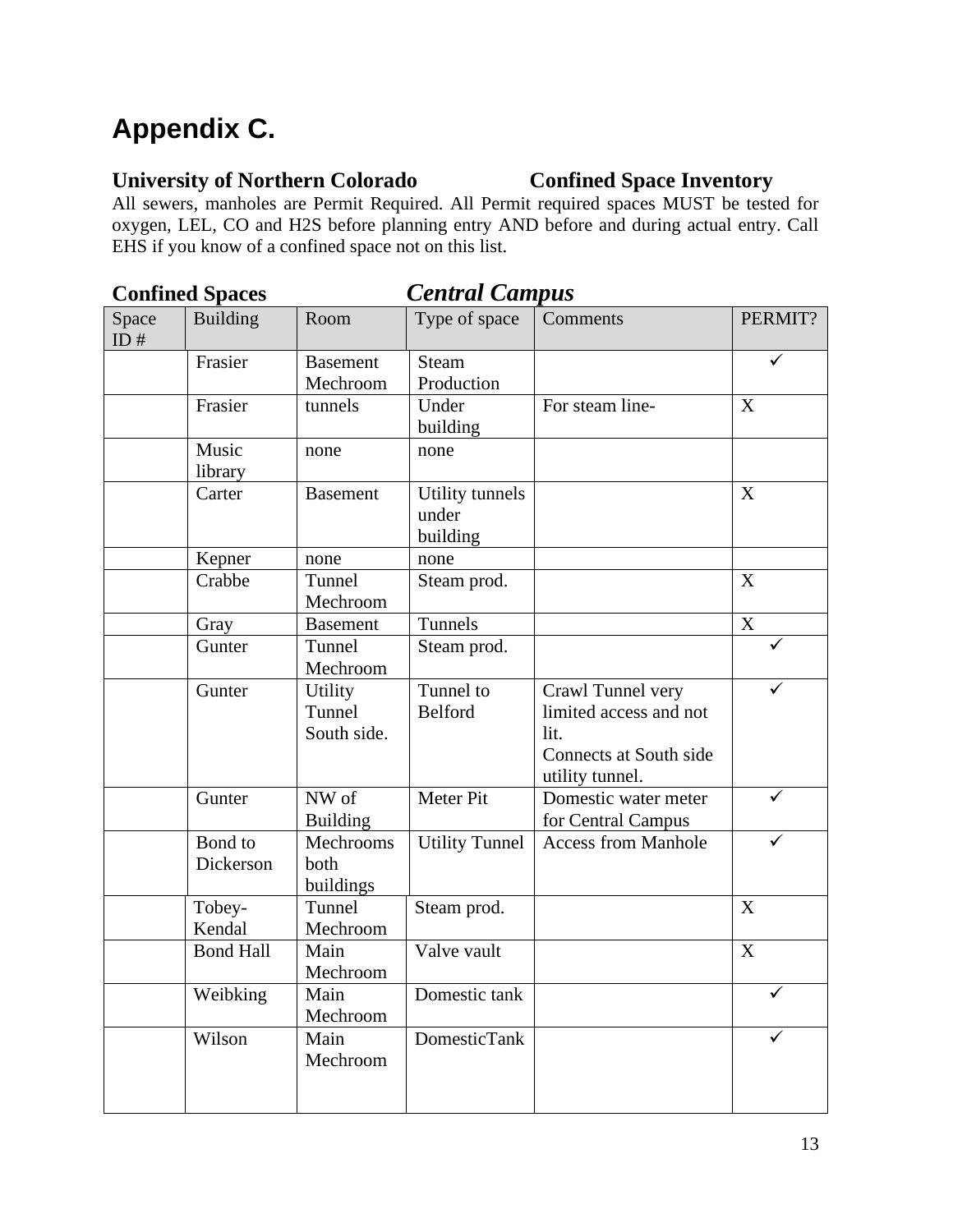# Appendix C.

**University of Northern Colorado Confined Space Inventory**

All sewers, manholes are Permit Required. All Permit required spaces MUST be tested for oxygen, LEL, CO and H2S before planning entry AND before and during actual entry. Call EHS if you know of a confined space not on this list.

**Confined Spaces** ***Central Campus***

| Space ID # | Building | Room | Type of space | Comments | PERMIT? |
|---|---|---|---|---|---|
| | Frasier | Basement Mechroom | Steam Production | | ✓ |
| | Frasier | tunnels | Under building | For steam line- | X |
| | Music library | none | none | | |
| | Carter | Basement | Utility tunnels under building | | X |
| | Kepner | none | none | | |
| | Crabbe | Tunnel Mechroom | Steam prod. | | X |
| | Gray | Basement | Tunnels | | X |
| | Gunter | Tunnel Mechroom | Steam prod. | | ✓ |
| | Gunter | Utility Tunnel South side. | Tunnel to Belford | Crawl Tunnel very limited access and not lit. Connects at South side utility tunnel. | ✓ |
| | Gunter | NW of Building | Meter Pit | Domestic water meter for Central Campus | ✓ |
| | Bond to Dickerson | Mechrooms both buildings | Utility Tunnel | Access from Manhole | ✓ |
| | Tobey-Kendal | Tunnel Mechroom | Steam prod. | | X |
| | Bond Hall | Main Mechroom | Valve vault | | X |
| | Weibking | Main Mechroom | Domestic tank | | ✓ |
| | Wilson | Main Mechroom | DomesticTank | | ✓ |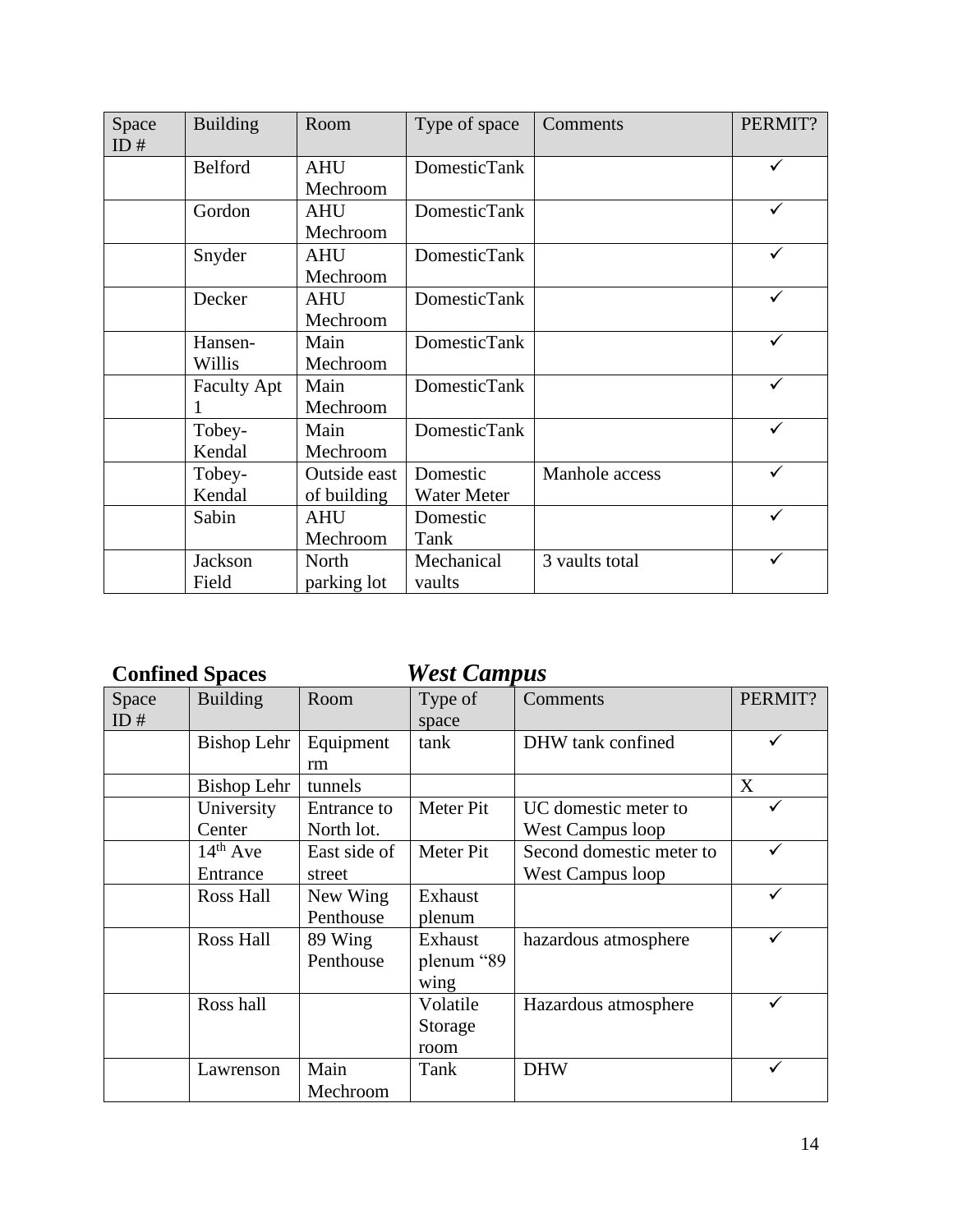| Space ID # | Building | Room | Type of space | Comments | PERMIT? |
| --- | --- | --- | --- | --- | --- |
| | Belford | AHU Mechroom | DomesticTank | | ✓ |
| | Gordon | AHU Mechroom | DomesticTank | | ✓ |
| | Snyder | AHU Mechroom | DomesticTank | | ✓ |
| | Decker | AHU Mechroom | DomesticTank | | ✓ |
| | Hansen-Willis | Main Mechroom | DomesticTank | | ✓ |
| | Faculty Apt 1 | Main Mechroom | DomesticTank | | ✓ |
| | Tobey-Kendal | Main Mechroom | DomesticTank | | ✓ |
| | Tobey-Kendal | Outside east of building | Domestic Water Meter | Manhole access | ✓ |
| | Sabin | AHU Mechroom | Domestic Tank | | ✓ |
| | Jackson Field | North parking lot | Mechanical vaults | 3 vaults total | ✓ |

## Confined Spaces *West Campus*

| Space ID # | Building | Room | Type of space | Comments | PERMIT? |
| --- | --- | --- | --- | --- | --- |
| | Bishop Lehr | Equipment rm | tank | DHW tank confined | ✓ |
| | Bishop Lehr | tunnels | | | X |
| | University Center | Entrance to North lot. | Meter Pit | UC domestic meter to West Campus loop | ✓ |
| | 14th Ave Entrance | East side of street | Meter Pit | Second domestic meter to West Campus loop | ✓ |
| | Ross Hall | New Wing Penthouse | Exhaust plenum | | ✓ |
| | Ross Hall | 89 Wing Penthouse | Exhaust plenum "89 wing | hazardous atmosphere | ✓ |
| | Ross hall | | Volatile Storage room | Hazardous atmosphere | ✓ |
| | Lawrenson | Main Mechroom | Tank | DHW | ✓ |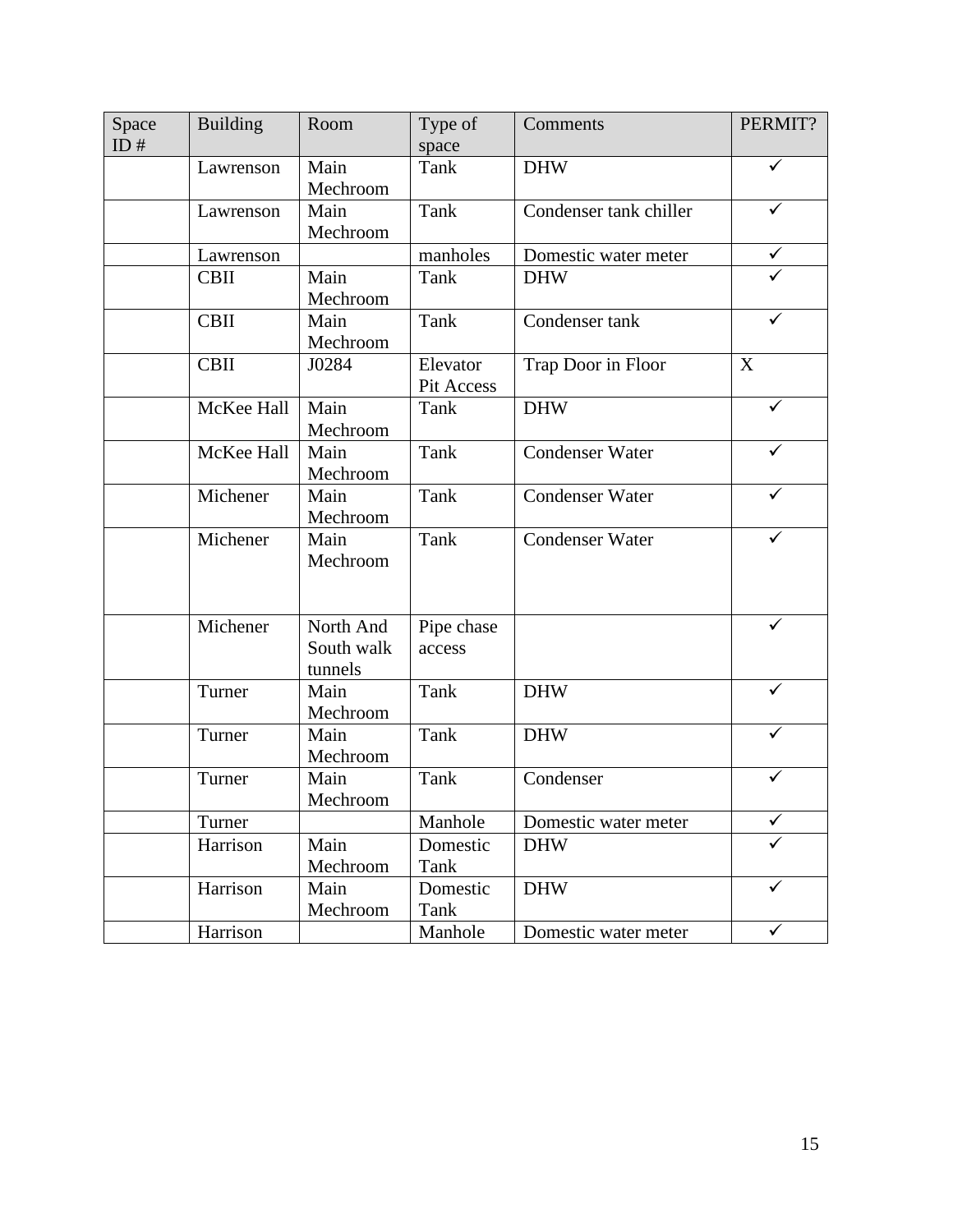| Space ID # | Building | Room | Type of space | Comments | PERMIT? |
|---|---|---|---|---|---|
| | Lawrenson | Main Mechroom | Tank | DHW | ✓ |
| | Lawrenson | Main Mechroom | Tank | Condenser tank chiller | ✓ |
| | Lawrenson | | manholes | Domestic water meter | ✓ |
| | CBII | Main Mechroom | Tank | DHW | ✓ |
| | CBII | Main Mechroom | Tank | Condenser tank | ✓ |
| | CBII | J0284 | Elevator Pit Access | Trap Door in Floor | X |
| | McKee Hall | Main Mechroom | Tank | DHW | ✓ |
| | McKee Hall | Main Mechroom | Tank | Condenser Water | ✓ |
| | Michener | Main Mechroom | Tank | Condenser Water | ✓ |
| | Michener | Main Mechroom | Tank | Condenser Water | ✓ |
| | Michener | North And South walk tunnels | Pipe chase access | | ✓ |
| | Turner | Main Mechroom | Tank | DHW | ✓ |
| | Turner | Main Mechroom | Tank | DHW | ✓ |
| | Turner | Main Mechroom | Tank | Condenser | ✓ |
| | Turner | | Manhole | Domestic water meter | ✓ |
| | Harrison | Main Mechroom | Domestic Tank | DHW | ✓ |
| | Harrison | Main Mechroom | Domestic Tank | DHW | ✓ |
| | Harrison | | Manhole | Domestic water meter | ✓ |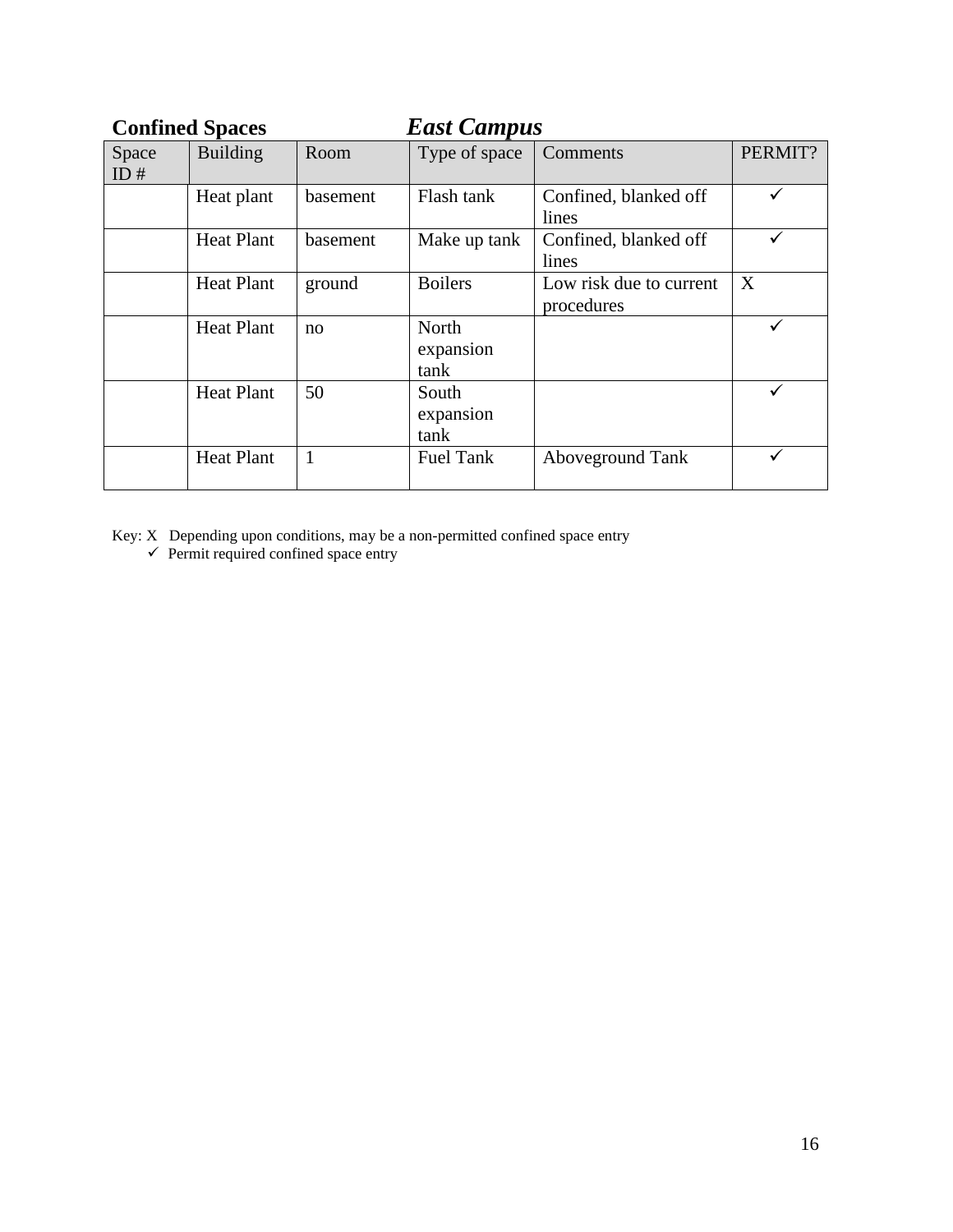**Confined Spaces** ***East Campus***

| Space ID # | Building | Room | Type of space | Comments | PERMIT? |
|---|---|---|---|---|---|
| | Heat plant | basement | Flash tank | Confined, blanked off lines | ✓ |
| | Heat Plant | basement | Make up tank | Confined, blanked off lines | ✓ |
| | Heat Plant | ground | Boilers | Low risk due to current procedures | X |
| | Heat Plant | no | North expansion tank | | ✓ |
| | Heat Plant | 50 | South expansion tank | | ✓ |
| | Heat Plant | 1 | Fuel Tank | Aboveground Tank | ✓ |

Key: X Depending upon conditions, may be a non-permitted confined space entry
✓ Permit required confined space entry